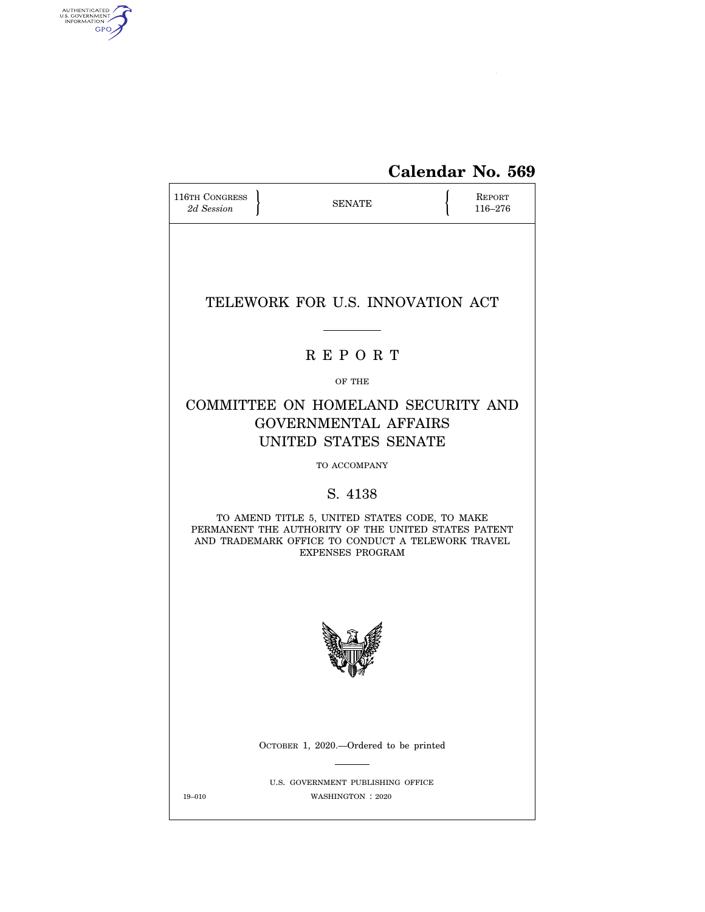Calendar No. 569

116TH CONGRESS
*2d Session*

SENATE

REPORT
116–276

# TELEWORK FOR U.S. INNOVATION ACT

## R E P O R T

OF THE

## COMMITTEE ON HOMELAND SECURITY AND GOVERNMENTAL AFFAIRS UNITED STATES SENATE

TO ACCOMPANY

## S. 4138

TO AMEND TITLE 5, UNITED STATES CODE, TO MAKE PERMANENT THE AUTHORITY OF THE UNITED STATES PATENT AND TRADEMARK OFFICE TO CONDUCT A TELEWORK TRAVEL EXPENSES PROGRAM

OCTOBER 1, 2020.—Ordered to be printed

U.S. GOVERNMENT PUBLISHING OFFICE
19–010 WASHINGTON : 2020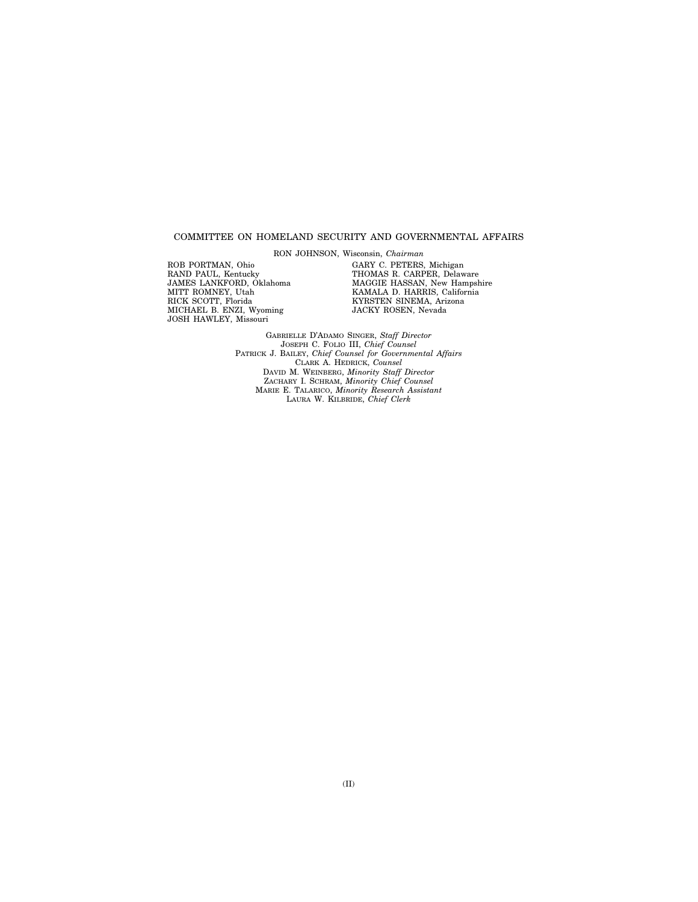## COMMITTEE ON HOMELAND SECURITY AND GOVERNMENTAL AFFAIRS

RON JOHNSON, Wisconsin, *Chairman*

ROB PORTMAN, Ohio
RAND PAUL, Kentucky
JAMES LANKFORD, Oklahoma
MITT ROMNEY, Utah
RICK SCOTT, Florida
MICHAEL B. ENZI, Wyoming
JOSH HAWLEY, Missouri

GARY C. PETERS, Michigan
THOMAS R. CARPER, Delaware
MAGGIE HASSAN, New Hampshire
KAMALA D. HARRIS, California
KYRSTEN SINEMA, Arizona
JACKY ROSEN, Nevada

GABRIELLE D'ADAMO SINGER, *Staff Director*
JOSEPH C. FOLIO III, *Chief Counsel*
PATRICK J. BAILEY, *Chief Counsel for Governmental Affairs*
CLARK A. HEDRICK, *Counsel*
DAVID M. WEINBERG, *Minority Staff Director*
ZACHARY I. SCHRAM, *Minority Chief Counsel*
MARIE E. TALARICO, *Minority Research Assistant*
LAURA W. KILBRIDE, *Chief Clerk*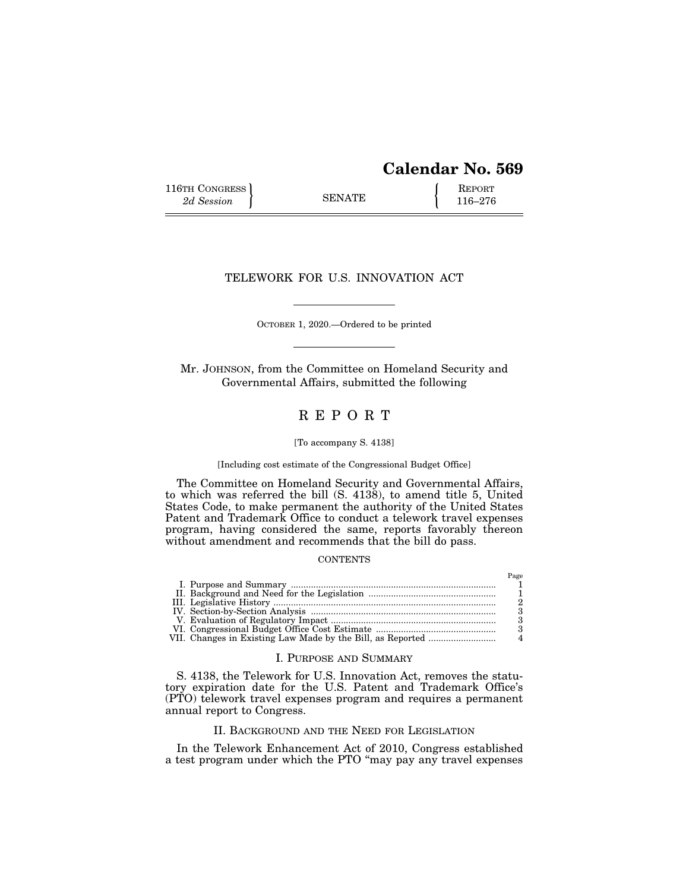# Calendar No. 569

116TH CONGRESS 2d Session | SENATE | REPORT 116–276

## TELEWORK FOR U.S. INNOVATION ACT

OCTOBER 1, 2020.—Ordered to be printed

Mr. JOHNSON, from the Committee on Homeland Security and Governmental Affairs, submitted the following

# R E P O R T

[To accompany S. 4138]

[Including cost estimate of the Congressional Budget Office]

The Committee on Homeland Security and Governmental Affairs, to which was referred the bill (S. 4138), to amend title 5, United States Code, to make permanent the authority of the United States Patent and Trademark Office to conduct a telework travel expenses program, having considered the same, reports favorably thereon without amendment and recommends that the bill do pass.

CONTENTS

| | Page |
|---|---|
| I. Purpose and Summary | 1 |
| II. Background and Need for the Legislation | 1 |
| III. Legislative History | 2 |
| IV. Section-by-Section Analysis | 3 |
| V. Evaluation of Regulatory Impact | 3 |
| VI. Congressional Budget Office Cost Estimate | 3 |
| VII. Changes in Existing Law Made by the Bill, as Reported | 4 |

## I. PURPOSE AND SUMMARY

S. 4138, the Telework for U.S. Innovation Act, removes the statutory expiration date for the U.S. Patent and Trademark Office's (PTO) telework travel expenses program and requires a permanent annual report to Congress.

## II. BACKGROUND AND THE NEED FOR LEGISLATION

In the Telework Enhancement Act of 2010, Congress established a test program under which the PTO "may pay any travel expenses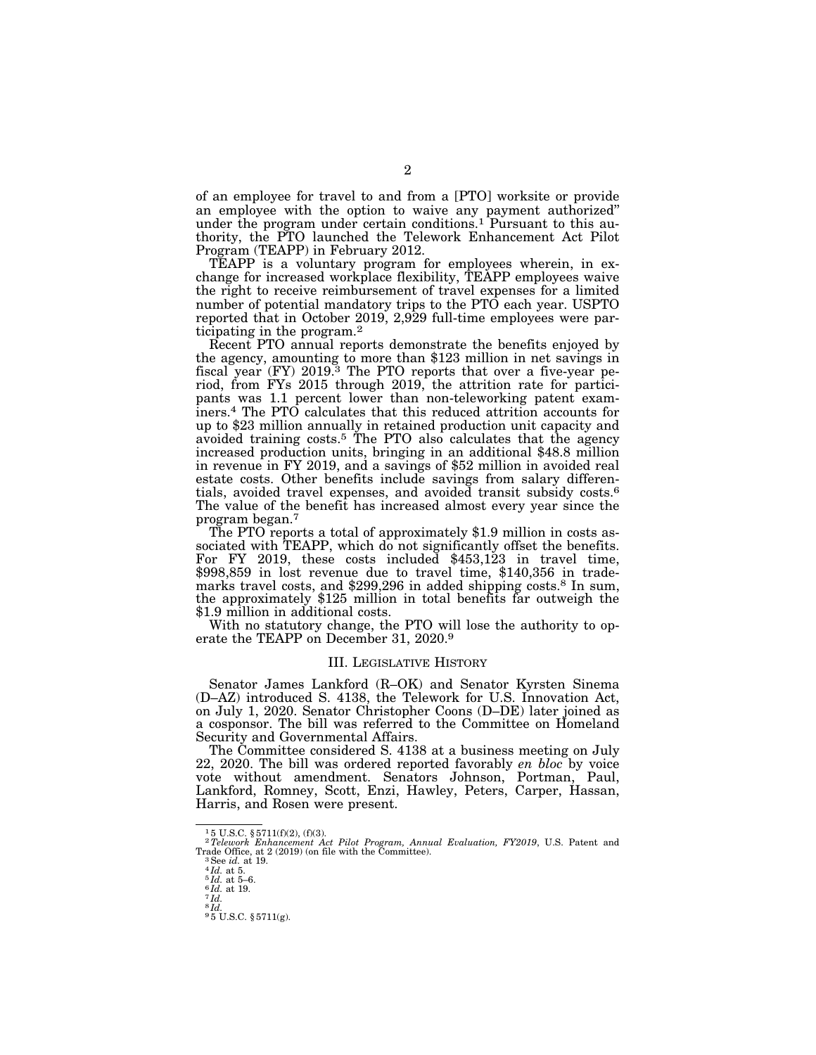of an employee for travel to and from a [PTO] worksite or provide an employee with the option to waive any payment authorized" under the program under certain conditions.[1] Pursuant to this authority, the PTO launched the Telework Enhancement Act Pilot Program (TEAPP) in February 2012.

TEAPP is a voluntary program for employees wherein, in exchange for increased workplace flexibility, TEAPP employees waive the right to receive reimbursement of travel expenses for a limited number of potential mandatory trips to the PTO each year. USPTO reported that in October 2019, 2,929 full-time employees were participating in the program.[2]

Recent PTO annual reports demonstrate the benefits enjoyed by the agency, amounting to more than $123 million in net savings in fiscal year (FY) 2019.[3] The PTO reports that over a five-year period, from FYs 2015 through 2019, the attrition rate for participants was 1.1 percent lower than non-teleworking patent examiners.[4] The PTO calculates that this reduced attrition accounts for up to $23 million annually in retained production unit capacity and avoided training costs.[5] The PTO also calculates that the agency increased production units, bringing in an additional $48.8 million in revenue in FY 2019, and a savings of $52 million in avoided real estate costs. Other benefits include savings from salary differentials, avoided travel expenses, and avoided transit subsidy costs.[6] The value of the benefit has increased almost every year since the program began.[7]

The PTO reports a total of approximately $1.9 million in costs associated with TEAPP, which do not significantly offset the benefits. For FY 2019, these costs included $453,123 in travel time, $998,859 in lost revenue due to travel time, $140,356 in trademarks travel costs, and $299,296 in added shipping costs.[8] In sum, the approximately $125 million in total benefits far outweigh the $1.9 million in additional costs.

With no statutory change, the PTO will lose the authority to operate the TEAPP on December 31, 2020.[9]

## III. Legislative History

Senator James Lankford (R–OK) and Senator Kyrsten Sinema (D–AZ) introduced S. 4138, the Telework for U.S. Innovation Act, on July 1, 2020. Senator Christopher Coons (D–DE) later joined as a cosponsor. The bill was referred to the Committee on Homeland Security and Governmental Affairs.

The Committee considered S. 4138 at a business meeting on July 22, 2020. The bill was ordered reported favorably *en bloc* by voice vote without amendment. Senators Johnson, Portman, Paul, Lankford, Romney, Scott, Enzi, Hawley, Peters, Carper, Hassan, Harris, and Rosen were present.

---

[1] 5 U.S.C. § 5711(f)(2), (f)(3).

[2] *Telework Enhancement Act Pilot Program, Annual Evaluation, FY2019*, U.S. Patent and Trade Office, at 2 (2019) (on file with the Committee).

[3] See *id.* at 19.

[4] *Id.* at 5.

[5] *Id.* at 5–6.

[6] *Id.* at 19.

[7] *Id.*

[8] *Id.*

[9] 5 U.S.C. § 5711(g).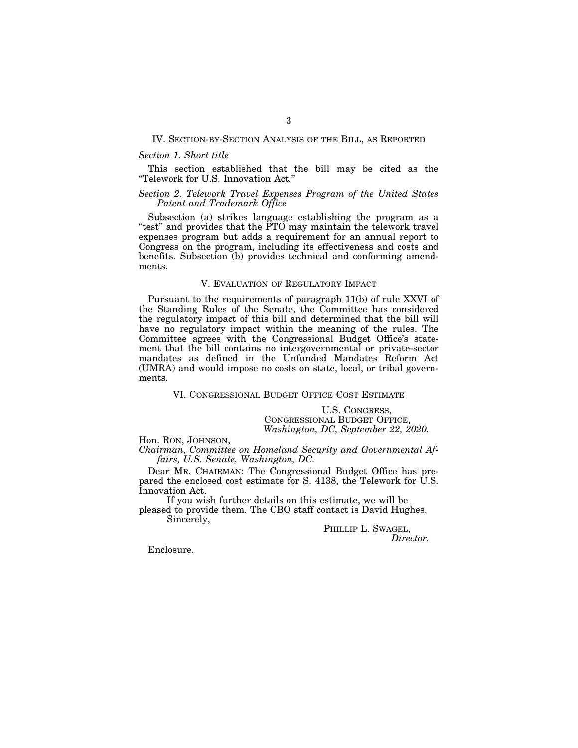## IV. Section-by-Section Analysis of the Bill, as Reported

*Section 1. Short title*

This section established that the bill may be cited as the "Telework for U.S. Innovation Act."

*Section 2. Telework Travel Expenses Program of the United States Patent and Trademark Office*

Subsection (a) strikes language establishing the program as a "test" and provides that the PTO may maintain the telework travel expenses program but adds a requirement for an annual report to Congress on the program, including its effectiveness and costs and benefits. Subsection (b) provides technical and conforming amendments.

## V. Evaluation of Regulatory Impact

Pursuant to the requirements of paragraph 11(b) of rule XXVI of the Standing Rules of the Senate, the Committee has considered the regulatory impact of this bill and determined that the bill will have no regulatory impact within the meaning of the rules. The Committee agrees with the Congressional Budget Office's statement that the bill contains no intergovernmental or private-sector mandates as defined in the Unfunded Mandates Reform Act (UMRA) and would impose no costs on state, local, or tribal governments.

## VI. Congressional Budget Office Cost Estimate

U.S. Congress,
Congressional Budget Office,
*Washington, DC, September 22, 2020.*

Hon. Ron, Johnson,
*Chairman, Committee on Homeland Security and Governmental Affairs, U.S. Senate, Washington, DC.*

Dear Mr. Chairman: The Congressional Budget Office has prepared the enclosed cost estimate for S. 4138, the Telework for U.S. Innovation Act.

If you wish further details on this estimate, we will be pleased to provide them. The CBO staff contact is David Hughes.

Sincerely,

Phillip L. Swagel,
*Director.*

Enclosure.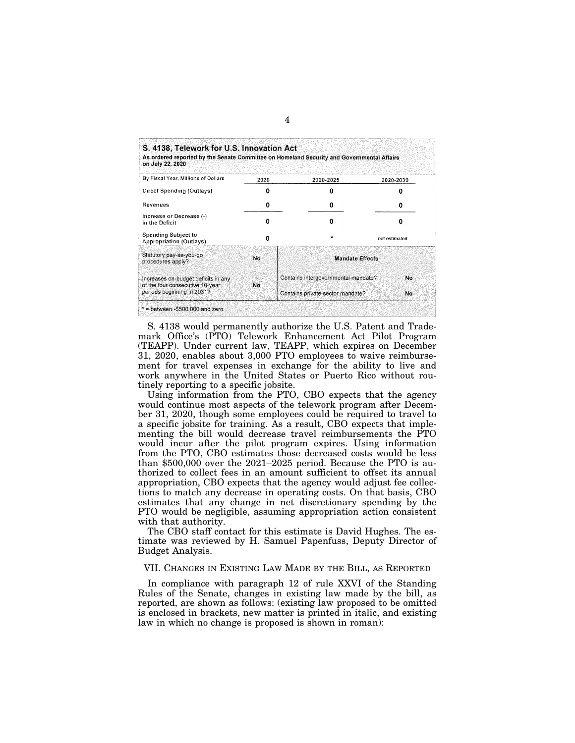| **S. 4138, Telework for U.S. Innovation Act**<br>**As ordered reported by the Senate Committee on Homeland Security and Governmental Affairs on July 22, 2020** | | | |
|---|---|---|---|
| By Fiscal Year, Millions of Dollars | 2020 | 2020-2025 | 2020-2030 |
| Direct Spending (Outlays) | 0 | 0 | 0 |
| Revenues | 0 | 0 | 0 |
| Increase or Decrease (-) in the Deficit | 0 | 0 | 0 |
| Spending Subject to Appropriation (Outlays) | 0 | * | not estimated |
| Statutory pay-as-you-go procedures apply? | No | **Mandate Effects** | |
| Increases on-budget deficits in any of the four consecutive 10-year periods beginning in 2031? | No | Contains intergovernmental mandate? | No |
| | | Contains private-sector mandate? | No |

* = between -$500,000 and zero.

S. 4138 would permanently authorize the U.S. Patent and Trademark Office's (PTO) Telework Enhancement Act Pilot Program (TEAPP). Under current law, TEAPP, which expires on December 31, 2020, enables about 3,000 PTO employees to waive reimbursement for travel expenses in exchange for the ability to live and work anywhere in the United States or Puerto Rico without routinely reporting to a specific jobsite.

Using information from the PTO, CBO expects that the agency would continue most aspects of the telework program after December 31, 2020, though some employees could be required to travel to a specific jobsite for training. As a result, CBO expects that implementing the bill would decrease travel reimbursements the PTO would incur after the pilot program expires. Using information from the PTO, CBO estimates those decreased costs would be less than $500,000 over the 2021–2025 period. Because the PTO is authorized to collect fees in an amount sufficient to offset its annual appropriation, CBO expects that the agency would adjust fee collections to match any decrease in operating costs. On that basis, CBO estimates that any change in net discretionary spending by the PTO would be negligible, assuming appropriation action consistent with that authority.

The CBO staff contact for this estimate is David Hughes. The estimate was reviewed by H. Samuel Papenfuss, Deputy Director of Budget Analysis.

## VII. CHANGES IN EXISTING LAW MADE BY THE BILL, AS REPORTED

In compliance with paragraph 12 of rule XXVI of the Standing Rules of the Senate, changes in existing law made by the bill, as reported, are shown as follows: (existing law proposed to be omitted is enclosed in brackets, new matter is printed in italic, and existing law in which no change is proposed is shown in roman):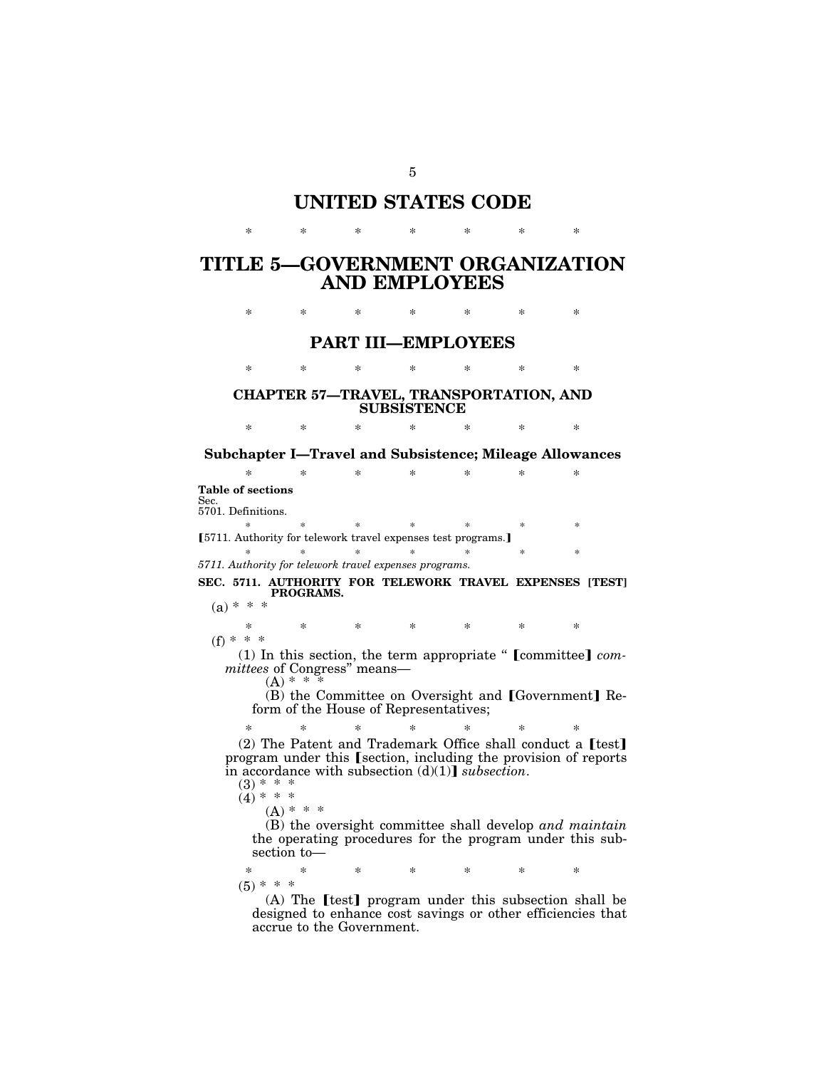# UNITED STATES CODE

\* \* \* \* \* \* \*

# TITLE 5—GOVERNMENT ORGANIZATION AND EMPLOYEES

\* \* \* \* \* \* \*

## PART III—EMPLOYEES

\* \* \* \* \* \* \*

### CHAPTER 57—TRAVEL, TRANSPORTATION, AND SUBSISTENCE

\* \* \* \* \* \* \*

#### Subchapter I—Travel and Subsistence; Mileage Allowances

\* \* \* \* \* \* \*

**Table of sections**
Sec.
5701. Definitions.

\* \* \* \* \* \* \*

【5711. Authority for telework travel expenses test programes.】

\* \* \* \* \* \* \*

*5711. Authority for telework travel expenses programs.*

**SEC. 5711. AUTHORITY FOR TELEWORK TRAVEL EXPENSES [TEST] PROGRAMS.**

(a) \* \* \*

\* \* \* \* \* \* \*

(f) \* \* \*

(1) In this section, the term appropriate " 【committee】 *committees* of Congress" means—

(A) \* \* \*

(B) the Committee on Oversight and 【Government】 Reform of the House of Representatives;

\* \* \* \* \* \* \*

(2) The Patent and Trademark Office shall conduct a 【test】 program under this 【section, including the provision of reports in accordance with subsection (d)(1)】 *subsection*.

(3) \* \* \*

(4) \* \* \*

(A) \* \* \*

(B) the oversight committee shall develop *and maintain* the operating procedures for the program under this subsection to—

\* \* \* \* \* \* \*

(5) \* \* \*

(A) The 【test】 program under this subsection shall be designed to enhance cost savings or other efficiencies that accrue to the Government.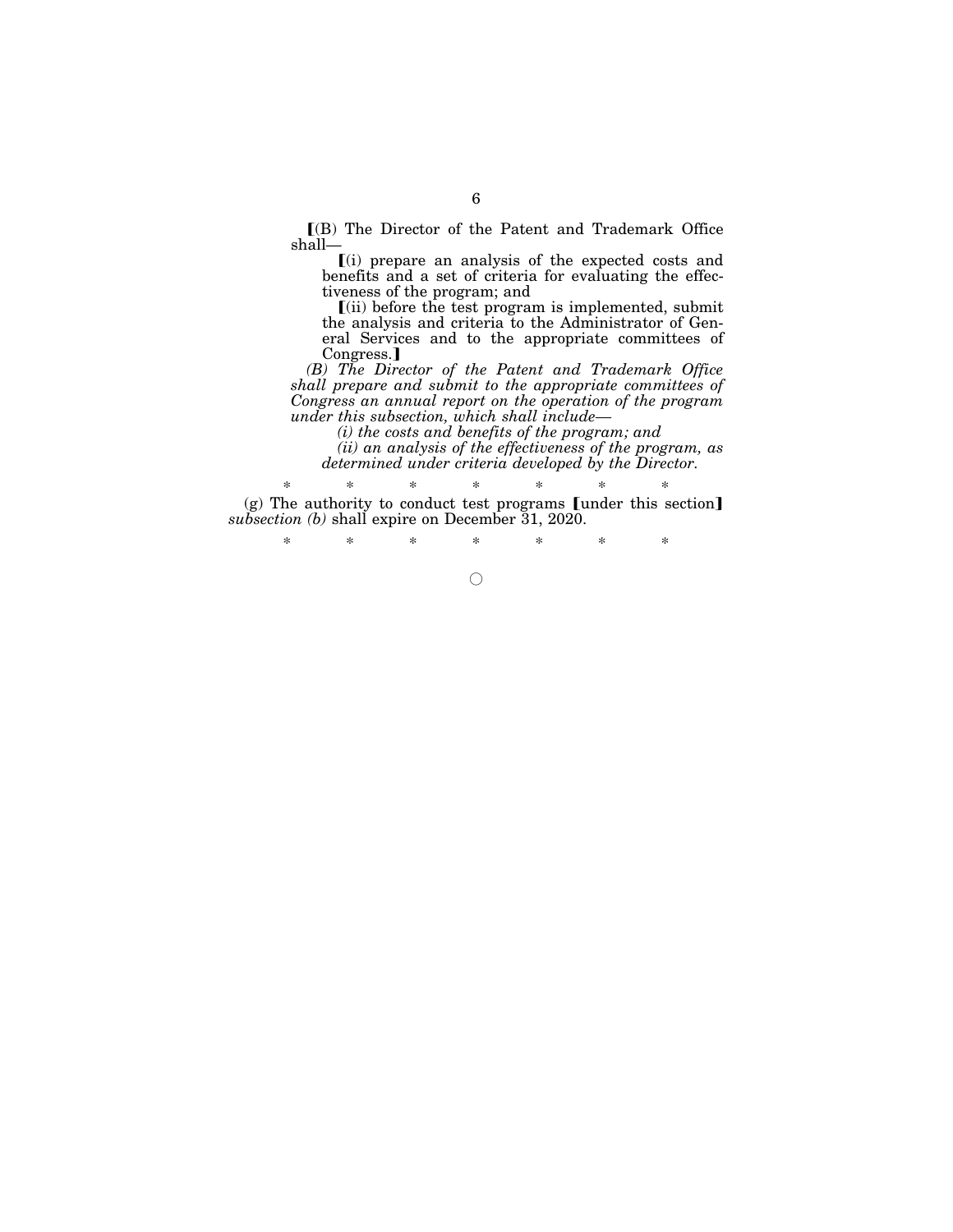⟦(B) The Director of the Patent and Trademark Office shall—

⟦(i) prepare an analysis of the expected costs and benefits and a set of criteria for evaluating the effectiveness of the program; and

⟦(ii) before the test program is implemented, submit the analysis and criteria to the Administrator of General Services and to the appropriate committees of Congress.⟧

*(B) The Director of the Patent and Trademark Office shall prepare and submit to the appropriate committees of Congress an annual report on the operation of the program under this subsection, which shall include—*

*(i) the costs and benefits of the program; and*

*(ii) an analysis of the effectiveness of the program, as determined under criteria developed by the Director.*

\* \* \* \* \* \* \*

(g) The authority to conduct test programs ⟦under this section⟧ *subsection (b)* shall expire on December 31, 2020.

\* \* \* \* \* \* \*